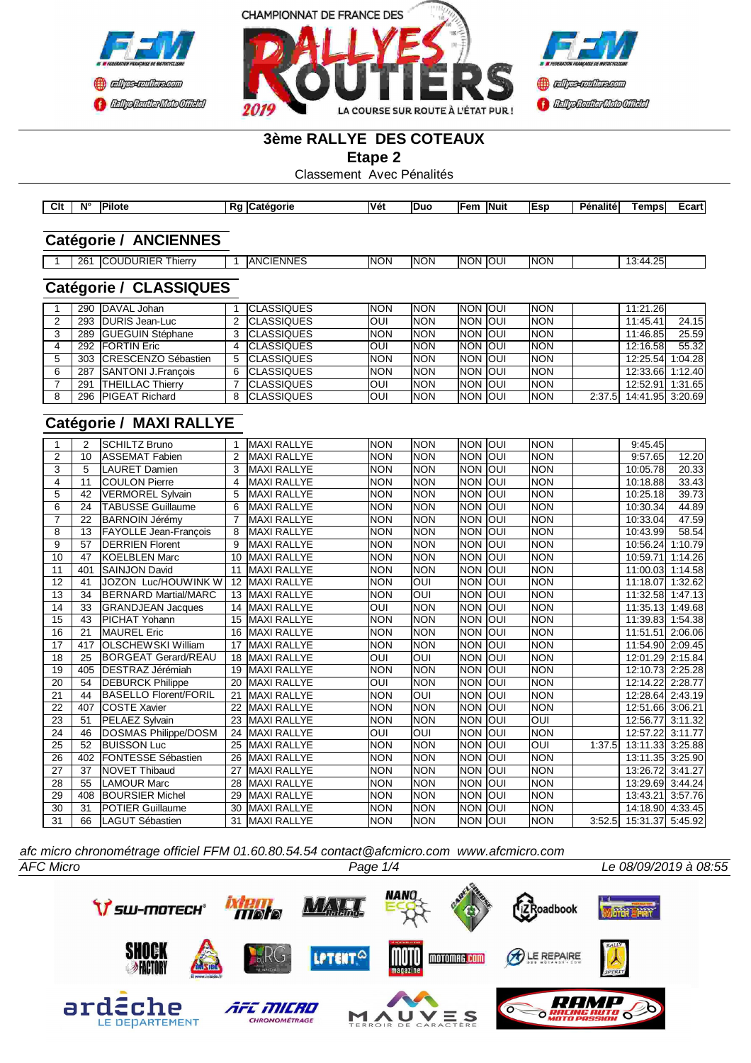CHAMPIONNAT DE FRANCE DES RALLYES ROUTIERS 2019 — LA COURSE SUR ROUTE À L'ÉTAT PUR !

# 3ème RALLYE DES COTEAUX

## Etape 2

Classement Avec Pénalités

### Catégorie / ANCIENNES

| Clt | N° | Pilote | Rg | Catégorie | Vét | Duo | Fem | Nuit | Esp | Pénalité | Temps | Ecart |
|---|---|---|---|---|---|---|---|---|---|---|---|---|
| 1 | 261 | COUDURIER Thierry | 1 | ANCIENNES | NON | NON | NON | OUI | NON | | 13:44.25 | |

### Catégorie / CLASSIQUES

| Clt | N° | Pilote | Rg | Catégorie | Vét | Duo | Fem | Nuit | Esp | Pénalité | Temps | Ecart |
|---|---|---|---|---|---|---|---|---|---|---|---|---|
| 1 | 290 | DAVAL Johan | 1 | CLASSIQUES | NON | NON | NON | OUI | NON | | 11:21.26 | |
| 2 | 293 | DURIS Jean-Luc | 2 | CLASSIQUES | OUI | NON | NON | OUI | NON | | 11:45.41 | 24.15 |
| 3 | 289 | GUEGUIN Stéphane | 3 | CLASSIQUES | NON | NON | NON | OUI | NON | | 11:46.85 | 25.59 |
| 4 | 292 | FORTIN Eric | 4 | CLASSIQUES | OUI | NON | NON | OUI | NON | | 12:16.58 | 55.32 |
| 5 | 303 | CRESCENZO Sébastien | 5 | CLASSIQUES | NON | NON | NON | OUI | NON | | 12:25.54 | 1:04.28 |
| 6 | 287 | SANTONI J.François | 6 | CLASSIQUES | NON | NON | NON | OUI | NON | | 12:33.66 | 1:12.40 |
| 7 | 291 | THEILLAC Thierry | 7 | CLASSIQUES | OUI | NON | NON | OUI | NON | | 12:52.91 | 1:31.65 |
| 8 | 296 | PIGEAT Richard | 8 | CLASSIQUES | OUI | NON | NON | OUI | NON | 2:37.5 | 14:41.95 | 3:20.69 |

### Catégorie / MAXI RALLYE

| Clt | N° | Pilote | Rg | Catégorie | Vét | Duo | Fem | Nuit | Esp | Pénalité | Temps | Ecart |
|---|---|---|---|---|---|---|---|---|---|---|---|---|
| 1 | 2 | SCHILTZ Bruno | 1 | MAXI RALLYE | NON | NON | NON | OUI | NON | | 9:45.45 | |
| 2 | 10 | ASSEMAT Fabien | 2 | MAXI RALLYE | NON | NON | NON | OUI | NON | | 9:57.65 | 12.20 |
| 3 | 5 | LAURET Damien | 3 | MAXI RALLYE | NON | NON | NON | OUI | NON | | 10:05.78 | 20.33 |
| 4 | 11 | COULON Pierre | 4 | MAXI RALLYE | NON | NON | NON | OUI | NON | | 10:18.88 | 33.43 |
| 5 | 42 | VERMOREL Sylvain | 5 | MAXI RALLYE | NON | NON | NON | OUI | NON | | 10:25.18 | 39.73 |
| 6 | 24 | TABUSSE Guillaume | 6 | MAXI RALLYE | NON | NON | NON | OUI | NON | | 10:30.34 | 44.89 |
| 7 | 22 | BARNOIN Jérémy | 7 | MAXI RALLYE | NON | NON | NON | OUI | NON | | 10:33.04 | 47.59 |
| 8 | 13 | FAYOLLE Jean-François | 8 | MAXI RALLYE | NON | NON | NON | OUI | NON | | 10:43.99 | 58.54 |
| 9 | 57 | DERRIEN Florent | 9 | MAXI RALLYE | NON | NON | NON | OUI | NON | | 10:56.24 | 1:10.79 |
| 10 | 47 | KOELBLEN Marc | 10 | MAXI RALLYE | NON | NON | NON | OUI | NON | | 10:59.71 | 1:14.26 |
| 11 | 401 | SAINJON David | 11 | MAXI RALLYE | NON | NON | NON | OUI | NON | | 11:00.03 | 1:14.58 |
| 12 | 41 | JOZON Luc/HOUWINK W | 12 | MAXI RALLYE | NON | OUI | NON | OUI | NON | | 11:18.07 | 1:32.62 |
| 13 | 34 | BERNARD Martial/MARC | 13 | MAXI RALLYE | NON | OUI | NON | OUI | NON | | 11:32.58 | 1:47.13 |
| 14 | 33 | GRANDJEAN Jacques | 14 | MAXI RALLYE | OUI | NON | NON | OUI | NON | | 11:35.13 | 1:49.68 |
| 15 | 43 | PICHAT Yohann | 15 | MAXI RALLYE | NON | NON | NON | OUI | NON | | 11:39.83 | 1:54.38 |
| 16 | 21 | MAUREL Eric | 16 | MAXI RALLYE | NON | NON | NON | OUI | NON | | 11:51.51 | 2:06.06 |
| 17 | 417 | OLSCHEWSKI William | 17 | MAXI RALLYE | NON | NON | NON | OUI | NON | | 11:54.90 | 2:09.45 |
| 18 | 25 | BORGEAT Gerard/REAU | 18 | MAXI RALLYE | OUI | OUI | NON | OUI | NON | | 12:01.29 | 2:15.84 |
| 19 | 405 | DESTRAZ Jérémiah | 19 | MAXI RALLYE | NON | NON | NON | OUI | NON | | 12:10.73 | 2:25.28 |
| 20 | 54 | DEBURCK Philippe | 20 | MAXI RALLYE | OUI | NON | NON | OUI | NON | | 12:14.22 | 2:28.77 |
| 21 | 44 | BASELLO Florent/FORIL | 21 | MAXI RALLYE | NON | OUI | NON | OUI | NON | | 12:28.64 | 2:43.19 |
| 22 | 407 | COSTE Xavier | 22 | MAXI RALLYE | NON | NON | NON | OUI | NON | | 12:51.66 | 3:06.21 |
| 23 | 51 | PELAEZ Sylvain | 23 | MAXI RALLYE | NON | NON | NON | OUI | OUI | | 12:56.77 | 3:11.32 |
| 24 | 46 | DOSMAS Philippe/DOSM | 24 | MAXI RALLYE | OUI | OUI | NON | OUI | NON | | 12:57.22 | 3:11.77 |
| 25 | 52 | BUISSON Luc | 25 | MAXI RALLYE | NON | NON | NON | OUI | OUI | 1:37.5 | 13:11.33 | 3:25.88 |
| 26 | 402 | FONTESSE Sébastien | 26 | MAXI RALLYE | NON | NON | NON | OUI | NON | | 13:11.35 | 3:25.90 |
| 27 | 37 | NOVET Thibaud | 27 | MAXI RALLYE | NON | NON | NON | OUI | NON | | 13:26.72 | 3:41.27 |
| 28 | 55 | LAMOUR Marc | 28 | MAXI RALLYE | NON | NON | NON | OUI | NON | | 13:29.69 | 3:44.24 |
| 29 | 408 | BOURSIER Michel | 29 | MAXI RALLYE | NON | NON | NON | OUI | NON | | 13:43.21 | 3:57.76 |
| 30 | 31 | POTIER Guillaume | 30 | MAXI RALLYE | NON | NON | NON | OUI | NON | | 14:18.90 | 4:33.45 |
| 31 | 66 | LAGUT Sébastien | 31 | MAXI RALLYE | NON | NON | NON | OUI | NON | 3:52.5 | 15:31.37 | 5:45.92 |

*afc micro chronométrage officiel FFM 01.60.80.54.54 contact@afcmicro.com www.afcmicro.com*

*AFC Micro* — Le 08/09/2019 à 08:55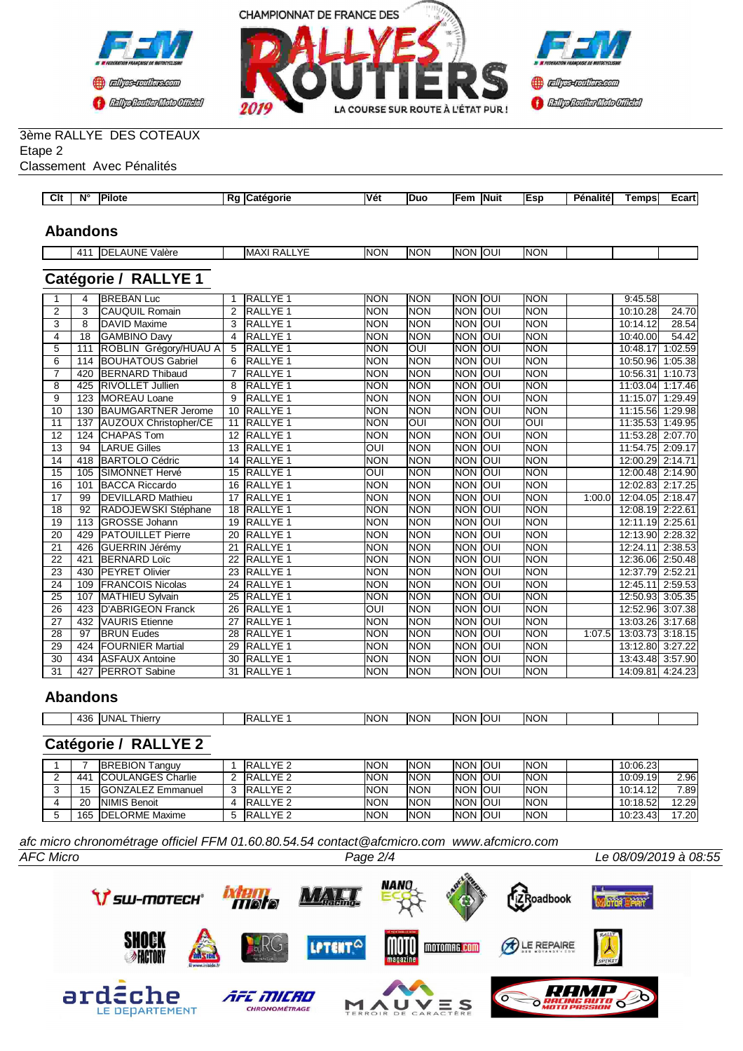3ème RALLYE DES COTEAUX
Etape 2
Classement Avec Pénalités

| Clt | N° | Pilote | Rg | Catégorie | Vét | Duo | Fem | Nuit | Esp | Pénalité | Temps | Ecart |
|---|---|---|---|---|---|---|---|---|---|---|---|---|

## Abandons

| Clt | N° | Pilote | Rg | Catégorie | Vét | Duo | Fem | Nuit | Esp | Pénalité | Temps | Ecart |
|---|---|---|---|---|---|---|---|---|---|---|---|---|
| | 411 | DELAUNE Valère | | MAXI RALLYE | NON | NON | NON | OUI | NON | | | |

## Catégorie / RALLYE 1

| Clt | N° | Pilote | Rg | Catégorie | Vét | Duo | Fem | Nuit | Esp | Pénalité | Temps | Ecart |
|---|---|---|---|---|---|---|---|---|---|---|---|---|
| 1 | 4 | BREBAN Luc | 1 | RALLYE 1 | NON | NON | NON | OUI | NON | | 9:45.58 | |
| 2 | 3 | CAUQUIL Romain | 2 | RALLYE 1 | NON | NON | NON | OUI | NON | | 10:10.28 | 24.70 |
| 3 | 8 | DAVID Maxime | 3 | RALLYE 1 | NON | NON | NON | OUI | NON | | 10:14.12 | 28.54 |
| 4 | 18 | GAMBINO Davy | 4 | RALLYE 1 | NON | NON | NON | OUI | NON | | 10:40.00 | 54.42 |
| 5 | 111 | ROBLIN Grégory/HUAU A | 5 | RALLYE 1 | NON | OUI | NON | OUI | NON | | 10:48.17 | 1:02.59 |
| 6 | 114 | BOUHATOUS Gabriel | 6 | RALLYE 1 | NON | NON | NON | OUI | NON | | 10:50.96 | 1:05.38 |
| 7 | 420 | BERNARD Thibaud | 7 | RALLYE 1 | NON | NON | NON | OUI | NON | | 10:56.31 | 1:10.73 |
| 8 | 425 | RIVOLLET Jullien | 8 | RALLYE 1 | NON | NON | NON | OUI | NON | | 11:03.04 | 1:17.46 |
| 9 | 123 | MOREAU Loane | 9 | RALLYE 1 | NON | NON | NON | OUI | NON | | 11:15.07 | 1:29.49 |
| 10 | 130 | BAUMGARTNER Jerome | 10 | RALLYE 1 | NON | NON | NON | OUI | NON | | 11:15.56 | 1:29.98 |
| 11 | 137 | AUZOUX Christopher/CE | 11 | RALLYE 1 | NON | OUI | NON | OUI | OUI | | 11:35.53 | 1:49.95 |
| 12 | 124 | CHAPAS Tom | 12 | RALLYE 1 | NON | NON | NON | OUI | NON | | 11:53.28 | 2:07.70 |
| 13 | 94 | LARUE Gilles | 13 | RALLYE 1 | OUI | NON | NON | OUI | NON | | 11:54.75 | 2:09.17 |
| 14 | 418 | BARTOLO Cédric | 14 | RALLYE 1 | NON | NON | NON | OUI | NON | | 12:00.29 | 2:14.71 |
| 15 | 105 | SIMONNET Hervé | 15 | RALLYE 1 | OUI | NON | NON | OUI | NON | | 12:00.48 | 2:14.90 |
| 16 | 101 | BACCA Riccardo | 16 | RALLYE 1 | NON | NON | NON | OUI | NON | | 12:02.83 | 2:17.25 |
| 17 | 99 | DEVILLARD Mathieu | 17 | RALLYE 1 | NON | NON | NON | OUI | NON | 1:00.0 | 12:04.05 | 2:18.47 |
| 18 | 92 | RADOJEWSKI Stéphane | 18 | RALLYE 1 | NON | NON | NON | OUI | NON | | 12:08.19 | 2:22.61 |
| 19 | 113 | GROSSE Johann | 19 | RALLYE 1 | NON | NON | NON | OUI | NON | | 12:11.19 | 2:25.61 |
| 20 | 429 | PATOUILLET Pierre | 20 | RALLYE 1 | NON | NON | NON | OUI | NON | | 12:13.90 | 2:28.32 |
| 21 | 426 | GUERRIN Jérémy | 21 | RALLYE 1 | NON | NON | NON | OUI | NON | | 12:24.11 | 2:38.53 |
| 22 | 421 | BERNARD Loïc | 22 | RALLYE 1 | NON | NON | NON | OUI | NON | | 12:36.06 | 2:50.48 |
| 23 | 430 | PEYRET Olivier | 23 | RALLYE 1 | NON | NON | NON | OUI | NON | | 12:37.79 | 2:52.21 |
| 24 | 109 | FRANCOIS Nicolas | 24 | RALLYE 1 | NON | NON | NON | OUI | NON | | 12:45.11 | 2:59.53 |
| 25 | 107 | MATHIEU Sylvain | 25 | RALLYE 1 | NON | NON | NON | OUI | NON | | 12:50.93 | 3:05.35 |
| 26 | 423 | D'ABRIGEON Franck | 26 | RALLYE 1 | OUI | NON | NON | OUI | NON | | 12:52.96 | 3:07.38 |
| 27 | 432 | VAURIS Etienne | 27 | RALLYE 1 | NON | NON | NON | OUI | NON | | 13:03.26 | 3:17.68 |
| 28 | 97 | BRUN Eudes | 28 | RALLYE 1 | NON | NON | NON | OUI | NON | 1:07.5 | 13:03.73 | 3:18.15 |
| 29 | 424 | FOURNIER Martial | 29 | RALLYE 1 | NON | NON | NON | OUI | NON | | 13:12.80 | 3:27.22 |
| 30 | 434 | ASFAUX Antoine | 30 | RALLYE 1 | NON | NON | NON | OUI | NON | | 13:43.48 | 3:57.90 |
| 31 | 427 | PERROT Sabine | 31 | RALLYE 1 | NON | NON | NON | OUI | NON | | 14:09.81 | 4:24.23 |

## Abandons

| Clt | N° | Pilote | Rg | Catégorie | Vét | Duo | Fem | Nuit | Esp | Pénalité | Temps | Ecart |
|---|---|---|---|---|---|---|---|---|---|---|---|---|
| | 436 | UNAL Thierry | | RALLYE 1 | NON | NON | NON | OUI | NON | | | |

## Catégorie / RALLYE 2

| Clt | N° | Pilote | Rg | Catégorie | Vét | Duo | Fem | Nuit | Esp | Pénalité | Temps | Ecart |
|---|---|---|---|---|---|---|---|---|---|---|---|---|
| 1 | 7 | BREBION Tanguy | 1 | RALLYE 2 | NON | NON | NON | OUI | NON | | 10:06.23 | |
| 2 | 441 | COULANGES Charlie | 2 | RALLYE 2 | NON | NON | NON | OUI | NON | | 10:09.19 | 2.96 |
| 3 | 15 | GONZALEZ Emmanuel | 3 | RALLYE 2 | NON | NON | NON | OUI | NON | | 10:14.12 | 7.89 |
| 4 | 20 | NIMIS Benoit | 4 | RALLYE 2 | NON | NON | NON | OUI | NON | | 10:18.52 | 12.29 |
| 5 | 165 | DELORME Maxime | 5 | RALLYE 2 | NON | NON | NON | OUI | NON | | 10:23.43 | 17.20 |

*afc micro chronométrage officiel FFM 01.60.80.54.54 contact@afcmicro.com www.afcmicro.com*

*AFC Micro* | *Le 08/09/2019 à 08:55*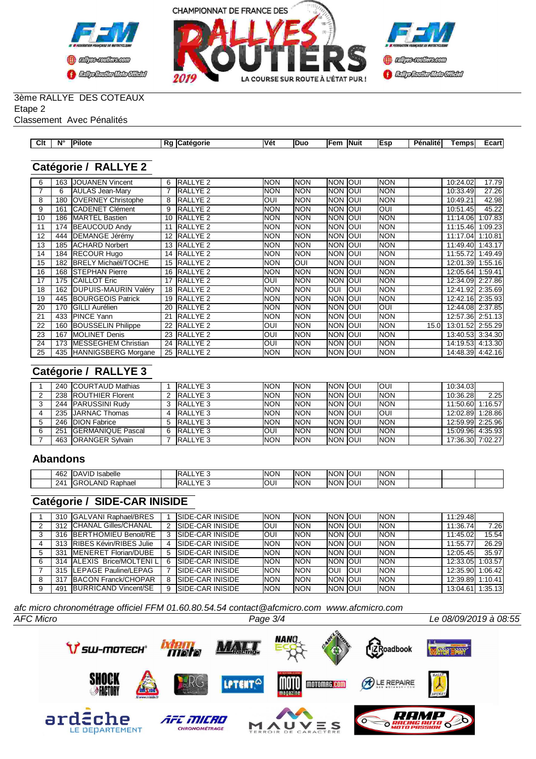3ème RALLYE DES COTEAUX
Etape 2
Classement Avec Pénalités

## Catégorie / RALLYE 2

| Clt | N° | Pilote | Rg | Catégorie | Vét | Duo | Fem | Nuit | Esp | Pénalité | Temps | Ecart |
|---|---|---|---|---|---|---|---|---|---|---|---|---|
| 6 | 163 | JOUANEN Vincent | 6 | RALLYE 2 | NON | NON | NON | OUI | NON | | 10:24.02 | 17.79 |
| 7 | 6 | AULAS Jean-Mary | 7 | RALLYE 2 | NON | NON | NON | OUI | NON | | 10:33.49 | 27.26 |
| 8 | 180 | OVERNEY Christophe | 8 | RALLYE 2 | OUI | NON | NON | OUI | NON | | 10:49.21 | 42.98 |
| 9 | 161 | CADENET Clément | 9 | RALLYE 2 | NON | NON | NON | OUI | OUI | | 10:51.45 | 45.22 |
| 10 | 186 | MARTEL Bastien | 10 | RALLYE 2 | NON | NON | NON | OUI | NON | | 11:14.06 | 1:07.83 |
| 11 | 174 | BEAUCOUD Andy | 11 | RALLYE 2 | NON | NON | NON | OUI | NON | | 11:15.46 | 1:09.23 |
| 12 | 444 | DEMANGE Jérémy | 12 | RALLYE 2 | NON | NON | NON | OUI | NON | | 11:17.04 | 1:10.81 |
| 13 | 185 | ACHARD Norbert | 13 | RALLYE 2 | NON | NON | NON | OUI | NON | | 11:49.40 | 1:43.17 |
| 14 | 184 | RECOUR Hugo | 14 | RALLYE 2 | NON | NON | NON | OUI | NON | | 11:55.72 | 1:49.49 |
| 15 | 182 | BRELY Michaël/TOCHE | 15 | RALLYE 2 | NON | OUI | NON | OUI | NON | | 12:01.39 | 1:55.16 |
| 16 | 168 | STEPHAN Pierre | 16 | RALLYE 2 | NON | NON | NON | OUI | NON | | 12:05.64 | 1:59.41 |
| 17 | 175 | CAILLOT Eric | 17 | RALLYE 2 | OUI | NON | NON | OUI | NON | | 12:34.09 | 2:27.86 |
| 18 | 162 | DUPUIS-MAURIN Valéry | 18 | RALLYE 2 | NON | NON | OUI | OUI | NON | | 12:41.92 | 2:35.69 |
| 19 | 445 | BOURGEOIS Patrick | 19 | RALLYE 2 | NON | NON | NON | OUI | NON | | 12:42.16 | 2:35.93 |
| 20 | 170 | GILLI Aurélien | 20 | RALLYE 2 | NON | NON | NON | OUI | OUI | | 12:44.08 | 2:37.85 |
| 21 | 433 | PINCE Yann | 21 | RALLYE 2 | NON | NON | NON | OUI | NON | | 12:57.36 | 2:51.13 |
| 22 | 160 | BOUSSELIN Philippe | 22 | RALLYE 2 | OUI | NON | NON | OUI | NON | 15.0 | 13:01.52 | 2:55.29 |
| 23 | 167 | MOLINET Denis | 23 | RALLYE 2 | OUI | NON | NON | OUI | NON | | 13:40.53 | 3:34.30 |
| 24 | 173 | MESSEGHEM Christian | 24 | RALLYE 2 | OUI | NON | NON | OUI | NON | | 14:19.53 | 4:13.30 |
| 25 | 435 | HANNIGSBERG Morgane | 25 | RALLYE 2 | NON | NON | NON | OUI | NON | | 14:48.39 | 4:42.16 |

## Catégorie / RALLYE 3

| Clt | N° | Pilote | Rg | Catégorie | Vét | Duo | Fem | Nuit | Esp | Pénalité | Temps | Ecart |
|---|---|---|---|---|---|---|---|---|---|---|---|---|
| 1 | 240 | COURTAUD Mathias | 1 | RALLYE 3 | NON | NON | NON | OUI | OUI | | 10:34.03 | |
| 2 | 238 | ROUTHIER Florent | 2 | RALLYE 3 | NON | NON | NON | OUI | NON | | 10:36.28 | 2.25 |
| 3 | 244 | PARUSSINI Rudy | 3 | RALLYE 3 | NON | NON | NON | OUI | NON | | 11:50.60 | 1:16.57 |
| 4 | 235 | JARNAC Thomas | 4 | RALLYE 3 | NON | NON | NON | OUI | OUI | | 12:02.89 | 1:28.86 |
| 5 | 246 | DION Fabrice | 5 | RALLYE 3 | NON | NON | NON | OUI | NON | | 12:59.99 | 2:25.96 |
| 6 | 251 | GERMANIQUE Pascal | 6 | RALLYE 3 | OUI | NON | NON | OUI | NON | | 15:09.96 | 4:35.93 |
| 7 | 463 | ORANGER Sylvain | 7 | RALLYE 3 | NON | NON | NON | OUI | NON | | 17:36.30 | 7:02.27 |

## Abandons

| Clt | N° | Pilote | Rg | Catégorie | Vét | Duo | Fem | Nuit | Esp | Pénalité | Temps | Ecart |
|---|---|---|---|---|---|---|---|---|---|---|---|---|
| | 462 | DAVID Isabelle | | RALLYE 3 | NON | NON | NON | OUI | NON | | | |
| | 241 | GROLAND Raphael | | RALLYE 3 | OUI | NON | NON | OUI | NON | | | |

## Catégorie / SIDE-CAR INISIDE

| Clt | N° | Pilote | Rg | Catégorie | Vét | Duo | Fem | Nuit | Esp | Pénalité | Temps | Ecart |
|---|---|---|---|---|---|---|---|---|---|---|---|---|
| 1 | 310 | GALVANI Raphael/BRES | 1 | SIDE-CAR INISIDE | NON | NON | NON | OUI | NON | | 11:29.48 | |
| 2 | 312 | CHANAL Gilles/CHANAL | 2 | SIDE-CAR INISIDE | OUI | NON | NON | OUI | NON | | 11:36.74 | 7.26 |
| 3 | 316 | BERTHOMIEU Benoit/RE | 3 | SIDE-CAR INISIDE | OUI | NON | NON | OUI | NON | | 11:45.02 | 15.54 |
| 4 | 313 | RIBES Kévin/RIBES Julie | 4 | SIDE-CAR INISIDE | NON | NON | NON | OUI | NON | | 11:55.77 | 26.29 |
| 5 | 331 | MENERET Florian/DUBE | 5 | SIDE-CAR INISIDE | NON | NON | NON | OUI | NON | | 12:05.45 | 35.97 |
| 6 | 314 | ALEXIS Brice/MOLTENI L | 6 | SIDE-CAR INISIDE | NON | NON | NON | OUI | NON | | 12:33.05 | 1:03.57 |
| 7 | 315 | LEPAGE Pauline/LEPAG | 7 | SIDE-CAR INISIDE | NON | NON | OUI | OUI | NON | | 12:35.90 | 1:06.42 |
| 8 | 317 | BACON Franck/CHOPAR | 8 | SIDE-CAR INISIDE | NON | NON | NON | OUI | NON | | 12:39.89 | 1:10.41 |
| 9 | 491 | BURRICAND Vincent/SE | 9 | SIDE-CAR INISIDE | NON | NON | NON | OUI | NON | | 13:04.61 | 1:35.13 |

*afc micro chronométrage officiel FFM 01.60.80.54.54 contact@afcmicro.com www.afcmicro.com*

*AFC Micro* — *Le 08/09/2019 à 08:55*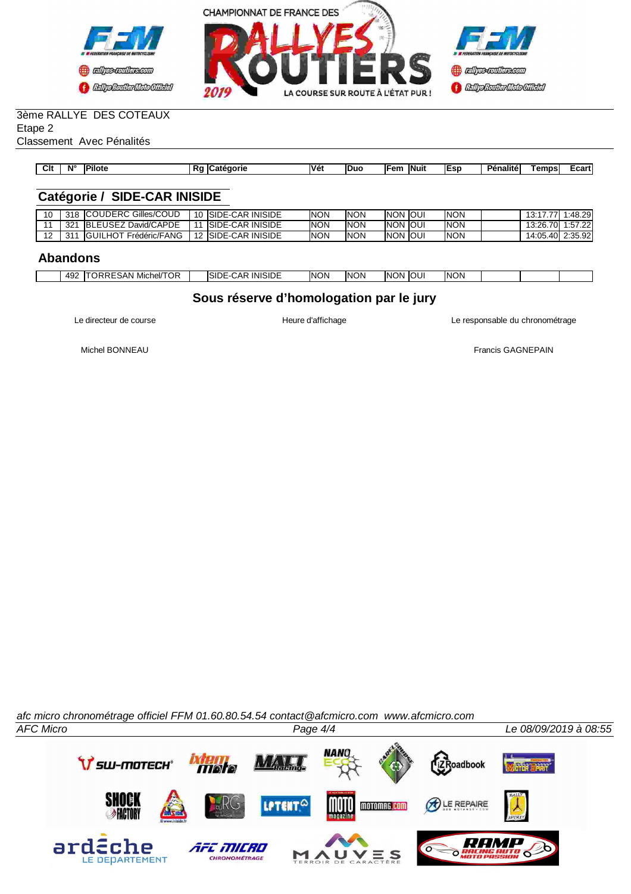3ème RALLYE DES COTEAUX
Etape 2
Classement Avec Pénalités

## Catégorie / SIDE-CAR INISIDE

| Clt | N° | Pilote | Rg | Catégorie | Vét | Duo | Fem | Nuit | Esp | Pénalité | Temps | Ecart |
|---|---|---|---|---|---|---|---|---|---|---|---|---|
| 10 | 318 | COUDERC Gilles/COUD | 10 | SIDE-CAR INISIDE | NON | NON | NON | OUI | NON | | 13:17.77 | 1:48.29 |
| 11 | 321 | BLEUSEZ David/CAPDE | 11 | SIDE-CAR INISIDE | NON | NON | NON | OUI | NON | | 13:26.70 | 1:57.22 |
| 12 | 311 | GUILHOT Frédéric/FANG | 12 | SIDE-CAR INISIDE | NON | NON | NON | OUI | NON | | 14:05.40 | 2:35.92 |

## Abandons

| Clt | N° | Pilote | Rg | Catégorie | Vét | Duo | Fem | Nuit | Esp | Pénalité | Temps | Ecart |
|---|---|---|---|---|---|---|---|---|---|---|---|---|
| | 492 | TORRESAN Michel/TOR | | SIDE-CAR INISIDE | NON | NON | NON | OUI | NON | | | |

**Sous réserve d'homologation par le jury**

Le directeur de course — Heure d'affichage — Le responsable du chronométrage

Michel BONNEAU — Francis GAGNEPAIN

*afc micro chronométrage officiel FFM 01.60.80.54.54 contact@afcmicro.com www.afcmicro.com*

*AFC Micro* — *Le 08/09/2019 à 08:55*